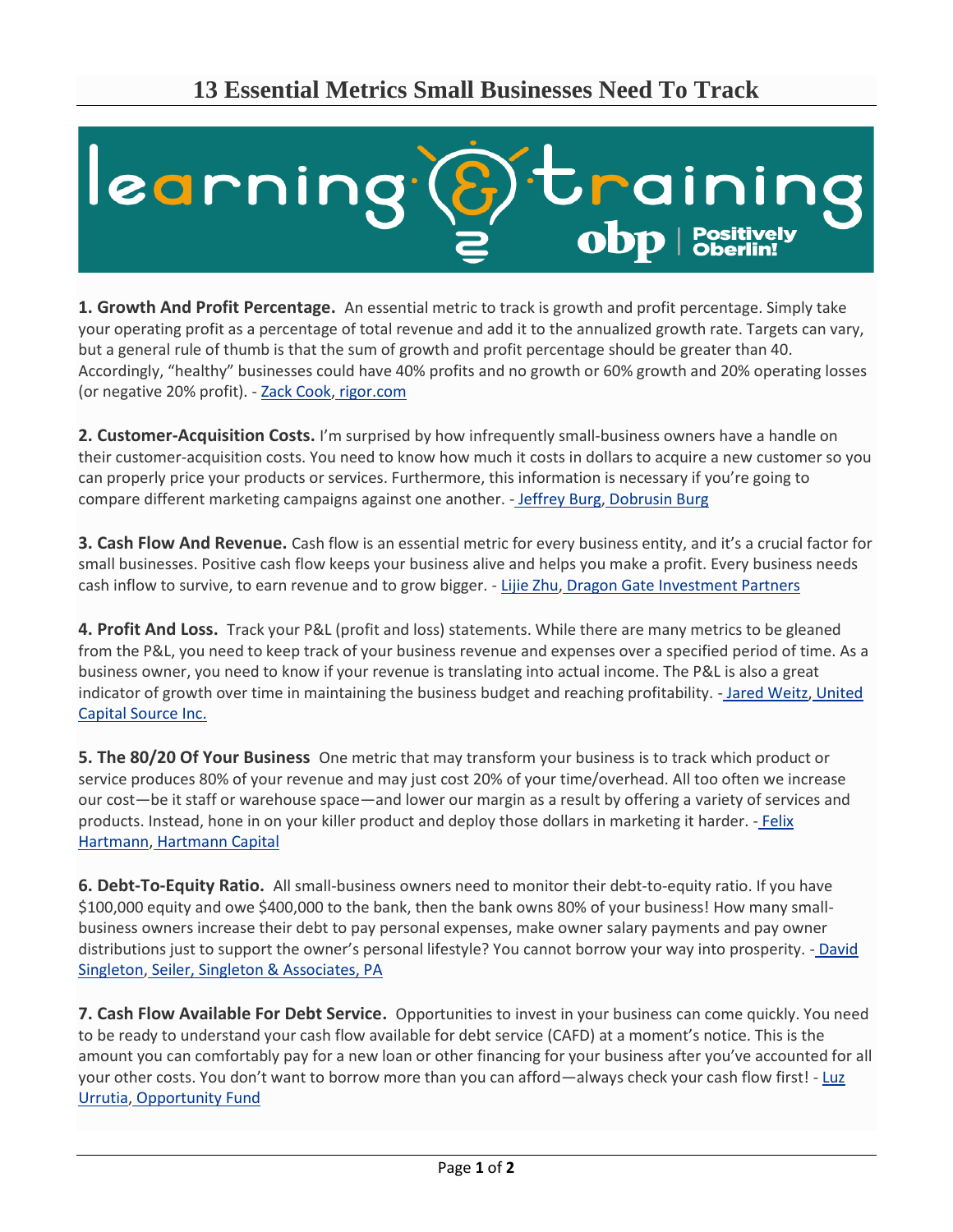# 13 Essential Metrics Small Businesses Need To Track

**1. Growth And Profit Percentage.** An essential metric to track is growth and profit percentage. Simply take your operating profit as a percentage of total revenue and add it to the annualized growth rate. Targets can vary, but a general rule of thumb is that the sum of growth and profit percentage should be greater than 40. Accordingly, "healthy" businesses could have 40% profits and no growth or 60% growth and 20% operating losses (or negative 20% profit). - Zack Cook, rigor.com

**2. Customer-Acquisition Costs.** I'm surprised by how infrequently small-business owners have a handle on their customer-acquisition costs. You need to know how much it costs in dollars to acquire a new customer so you can properly price your products or services. Furthermore, this information is necessary if you're going to compare different marketing campaigns against one another. - Jeffrey Burg, Dobrusin Burg

**3. Cash Flow And Revenue.** Cash flow is an essential metric for every business entity, and it's a crucial factor for small businesses. Positive cash flow keeps your business alive and helps you make a profit. Every business needs cash inflow to survive, to earn revenue and to grow bigger. - Lijie Zhu, Dragon Gate Investment Partners

**4. Profit And Loss.** Track your P&L (profit and loss) statements. While there are many metrics to be gleaned from the P&L, you need to keep track of your business revenue and expenses over a specified period of time. As a business owner, you need to know if your revenue is translating into actual income. The P&L is also a great indicator of growth over time in maintaining the business budget and reaching profitability. - Jared Weitz, United Capital Source Inc.

**5. The 80/20 Of Your Business** One metric that may transform your business is to track which product or service produces 80% of your revenue and may just cost 20% of your time/overhead. All too often we increase our cost—be it staff or warehouse space—and lower our margin as a result by offering a variety of services and products. Instead, hone in on your killer product and deploy those dollars in marketing it harder. - Felix Hartmann, Hartmann Capital

**6. Debt-To-Equity Ratio.** All small-business owners need to monitor their debt-to-equity ratio. If you have $100,000 equity and owe $400,000 to the bank, then the bank owns 80% of your business! How many small-business owners increase their debt to pay personal expenses, make owner salary payments and pay owner distributions just to support the owner's personal lifestyle? You cannot borrow your way into prosperity. - David Singleton, Seiler, Singleton & Associates, PA

**7. Cash Flow Available For Debt Service.** Opportunities to invest in your business can come quickly. You need to be ready to understand your cash flow available for debt service (CAFD) at a moment's notice. This is the amount you can comfortably pay for a new loan or other financing for your business after you've accounted for all your other costs. You don't want to borrow more than you can afford—always check your cash flow first! - Luz Urrutia, Opportunity Fund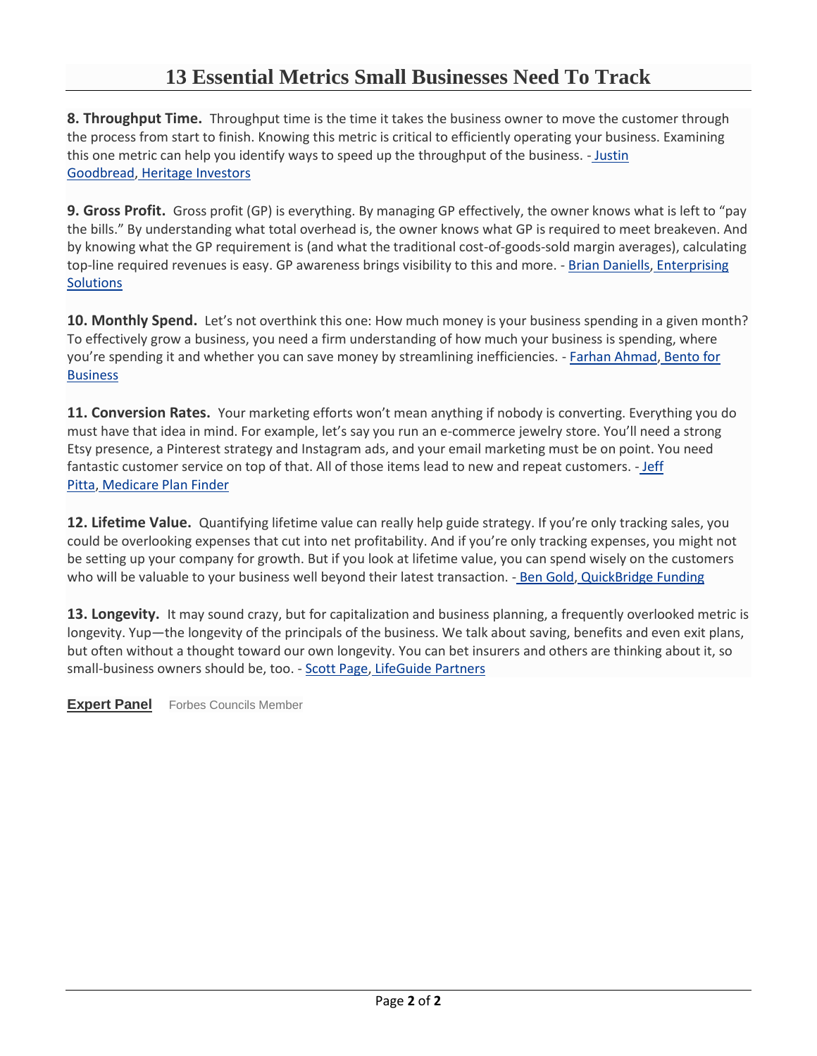**8. Throughput Time.** Throughput time is the time it takes the business owner to move the customer through the process from start to finish. Knowing this metric is critical to efficiently operating your business. Examining this one metric can help you identify ways to speed up the throughput of the business. - Justin Goodbread, Heritage Investors

**9. Gross Profit.** Gross profit (GP) is everything. By managing GP effectively, the owner knows what is left to "pay the bills." By understanding what total overhead is, the owner knows what GP is required to meet breakeven. And by knowing what the GP requirement is (and what the traditional cost-of-goods-sold margin averages), calculating top-line required revenues is easy. GP awareness brings visibility to this and more. - Brian Daniells, Enterprising Solutions

**10. Monthly Spend.** Let's not overthink this one: How much money is your business spending in a given month? To effectively grow a business, you need a firm understanding of how much your business is spending, where you're spending it and whether you can save money by streamlining inefficiencies. - Farhan Ahmad, Bento for Business

**11. Conversion Rates.** Your marketing efforts won't mean anything if nobody is converting. Everything you do must have that idea in mind. For example, let's say you run an e-commerce jewelry store. You'll need a strong Etsy presence, a Pinterest strategy and Instagram ads, and your email marketing must be on point. You need fantastic customer service on top of that. All of those items lead to new and repeat customers. - Jeff Pitta, Medicare Plan Finder

**12. Lifetime Value.** Quantifying lifetime value can really help guide strategy. If you're only tracking sales, you could be overlooking expenses that cut into net profitability. And if you're only tracking expenses, you might not be setting up your company for growth. But if you look at lifetime value, you can spend wisely on the customers who will be valuable to your business well beyond their latest transaction. - Ben Gold, QuickBridge Funding

**13. Longevity.** It may sound crazy, but for capitalization and business planning, a frequently overlooked metric is longevity. Yup—the longevity of the principals of the business. We talk about saving, benefits and even exit plans, but often without a thought toward our own longevity. You can bet insurers and others are thinking about it, so small-business owners should be, too. - Scott Page, LifeGuide Partners

**Expert Panel** Forbes Councils Member